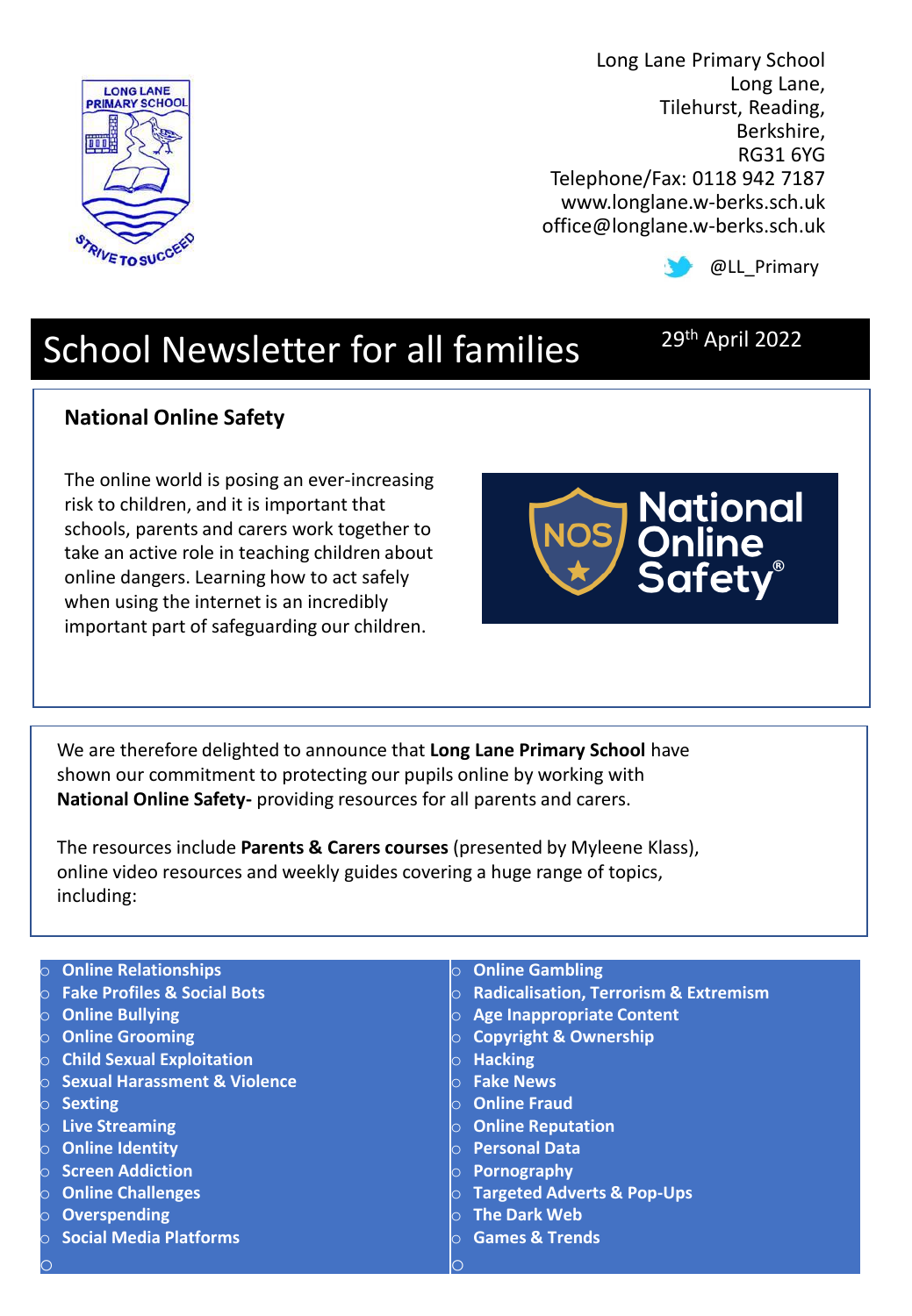Long Lane Primary School
Long Lane,
Tilehurst, Reading,
Berkshire,
RG31 6YG
Telephone/Fax: 0118 942 7187
www.longlane.w-berks.sch.uk
office@longlane.w-berks.sch.uk

@LL_Primary

# School Newsletter for all families

29th April 2022

## National Online Safety

The online world is posing an ever-increasing risk to children, and it is important that schools, parents and carers work together to take an active role in teaching children about online dangers. Learning how to act safely when using the internet is an incredibly important part of safeguarding our children.

We are therefore delighted to announce that **Long Lane Primary School** have shown our commitment to protecting our pupils online by working with **National Online Safety-** providing resources for all parents and carers.

The resources include **Parents & Carers courses** (presented by Myleene Klass), online video resources and weekly guides covering a huge range of topics, including:

- **Online Relationships**
- **Fake Profiles & Social Bots**
- **Online Bullying**
- **Online Grooming**
- **Child Sexual Exploitation**
- **Sexual Harassment & Violence**
- **Sexting**
- **Live Streaming**
- **Online Identity**
- **Screen Addiction**
- **Online Challenges**
- **Overspending**
- **Social Media Platforms**
- **Online Gambling**
- **Radicalisation, Terrorism & Extremism**
- **Age Inappropriate Content**
- **Copyright & Ownership**
- **Hacking**
- **Fake News**
- **Online Fraud**
- **Online Reputation**
- **Personal Data**
- **Pornography**
- **Targeted Adverts & Pop-Ups**
- **The Dark Web**
- **Games & Trends**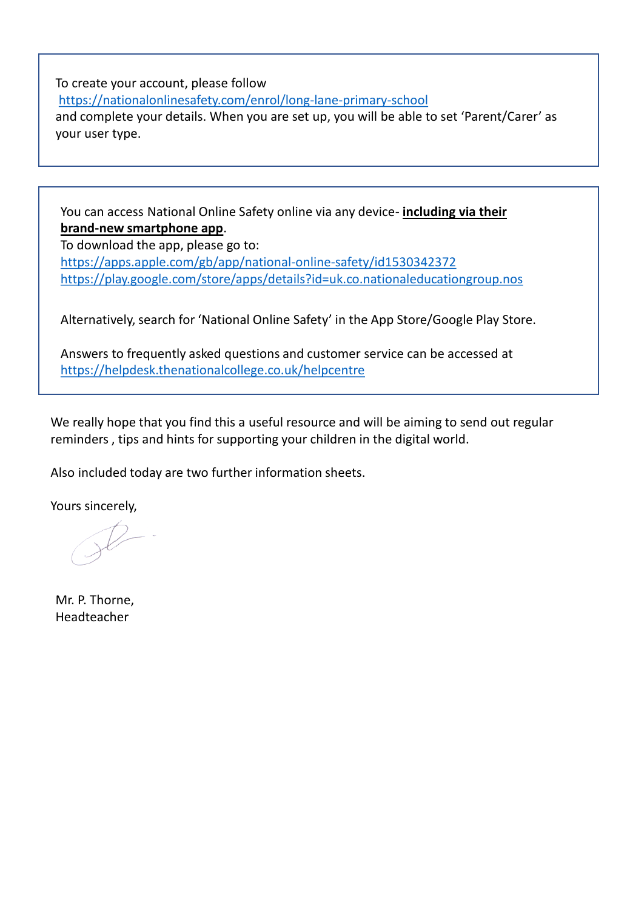To create your account, please follow https://nationalonlinesafety.com/enrol/long-lane-primary-school and complete your details. When you are set up, you will be able to set 'Parent/Carer' as your user type.

You can access National Online Safety online via any device- **including via their brand-new smartphone app**.
To download the app, please go to:
https://apps.apple.com/gb/app/national-online-safety/id1530342372
https://play.google.com/store/apps/details?id=uk.co.nationaleducationgroup.nos

Alternatively, search for 'National Online Safety' in the App Store/Google Play Store.

Answers to frequently asked questions and customer service can be accessed at https://helpdesk.thenationalcollege.co.uk/helpcentre

We really hope that you find this a useful resource and will be aiming to send out regular reminders , tips and hints for supporting your children in the digital world.

Also included today are two further information sheets.

Yours sincerely,

Mr. P. Thorne,
Headteacher